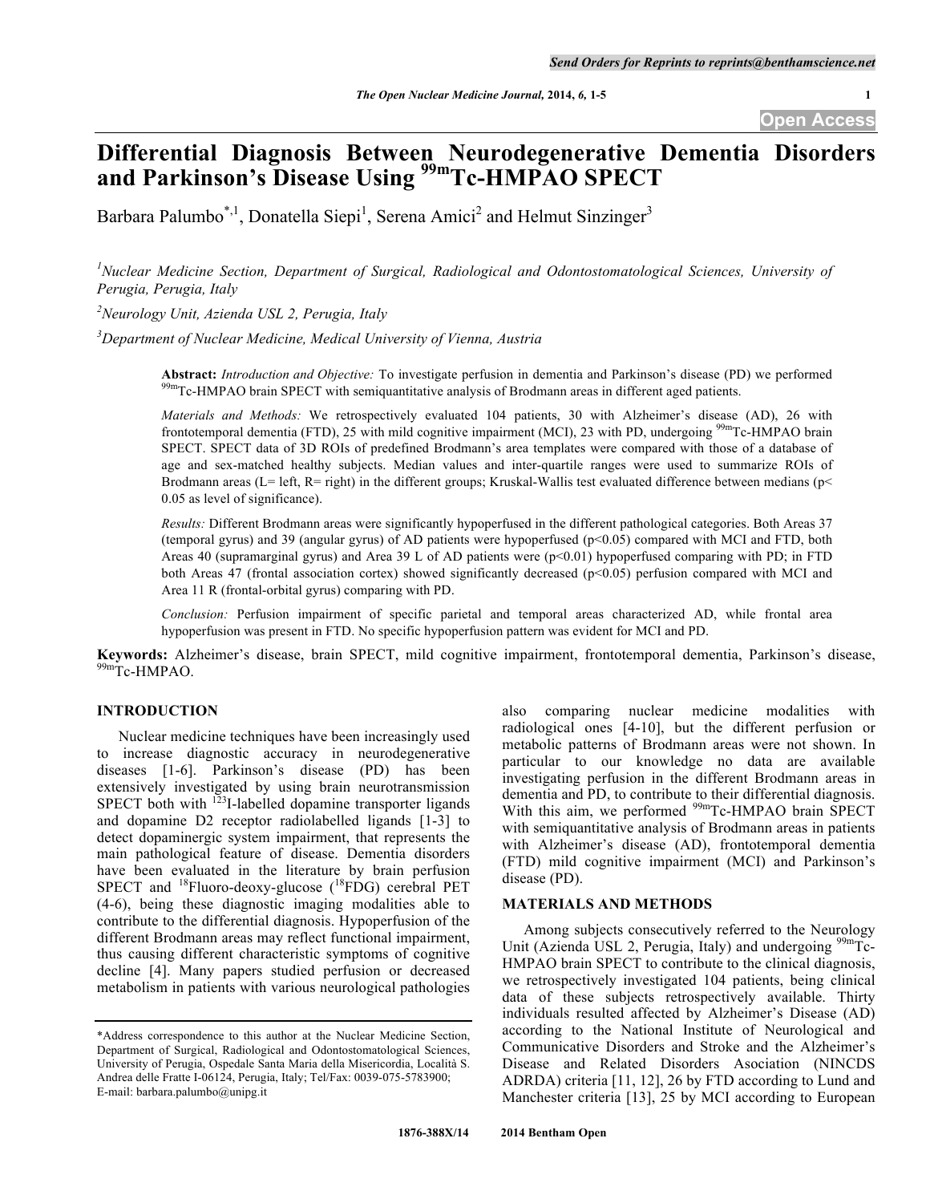# Differential Diagnosis Between Neurodegenerative Dementia Disorders and Parkinson's Disease Using $^{99m}$Tc-HMPAO SPECT

Barbara Palumbo[*,1], Donatella Siepi[1], Serena Amici[2] and Helmut Sinzinger[3]

[1]*Nuclear Medicine Section, Department of Surgical, Radiological and Odontostomatological Sciences, University of Perugia, Perugia, Italy*

[2]*Neurology Unit, Azienda USL 2, Perugia, Italy*

[3]*Department of Nuclear Medicine, Medical University of Vienna, Austria*

**Abstract:** *Introduction and Objective:* To investigate perfusion in dementia and Parkinson's disease (PD) we performed $^{99m}$Tc-HMPAO brain SPECT with semiquantitative analysis of Brodmann areas in different aged patients.

*Materials and Methods:* We retrospectively evaluated 104 patients, 30 with Alzheimer's disease (AD), 26 with frontotemporal dementia (FTD), 25 with mild cognitive impairment (MCI), 23 with PD, undergoing $^{99m}$Tc-HMPAO brain SPECT. SPECT data of 3D ROIs of predefined Brodmann's area templates were compared with those of a database of age and sex-matched healthy subjects. Median values and inter-quartile ranges were used to summarize ROIs of Brodmann areas (L= left, R= right) in the different groups; Kruskal-Wallis test evaluated difference between medians ($p< 0.05$ as level of significance).

*Results:* Different Brodmann areas were significantly hypoperfused in the different pathological categories. Both Areas 37 (temporal gyrus) and 39 (angular gyrus) of AD patients were hypoperfused ($p<0.05$) compared with MCI and FTD, both Areas 40 (supramarginal gyrus) and Area 39 L of AD patients were ($p<0.01$) hypoperfused comparing with PD; in FTD both Areas 47 (frontal association cortex) showed significantly decreased ($p<0.05$) perfusion compared with MCI and Area 11 R (frontal-orbital gyrus) comparing with PD.

*Conclusion:* Perfusion impairment of specific parietal and temporal areas characterized AD, while frontal area hypoperfusion was present in FTD. No specific hypoperfusion pattern was evident for MCI and PD.

**Keywords:** Alzheimer's disease, brain SPECT, mild cognitive impairment, frontotemporal dementia, Parkinson's disease, $^{99m}$Tc-HMPAO.

## INTRODUCTION

Nuclear medicine techniques have been increasingly used to increase diagnostic accuracy in neurodegenerative diseases [1-6]. Parkinson's disease (PD) has been extensively investigated by using brain neurotransmission SPECT both with $^{123}$I-labelled dopamine transporter ligands and dopamine D2 receptor radiolabelled ligands [1-3] to detect dopaminergic system impairment, that represents the main pathological feature of disease. Dementia disorders have been evaluated in the literature by brain perfusion SPECT and $^{18}$Fluoro-deoxy-glucose ($^{18}$FDG) cerebral PET (4-6), being these diagnostic imaging modalities able to contribute to the differential diagnosis. Hypoperfusion of the different Brodmann areas may reflect functional impairment, thus causing different characteristic symptoms of cognitive decline [4]. Many papers studied perfusion or decreased metabolism in patients with various neurological pathologies also comparing nuclear medicine modalities with radiological ones [4-10], but the different perfusion or metabolic patterns of Brodmann areas were not shown. In particular to our knowledge no data are available investigating perfusion in the different Brodmann areas in dementia and PD, to contribute to their differential diagnosis. With this aim, we performed $^{99m}$Tc-HMPAO brain SPECT with semiquantitative analysis of Brodmann areas in patients with Alzheimer's disease (AD), frontotemporal dementia (FTD) mild cognitive impairment (MCI) and Parkinson's disease (PD).

## MATERIALS AND METHODS

Among subjects consecutively referred to the Neurology Unit (Azienda USL 2, Perugia, Italy) and undergoing $^{99m}$Tc-HMPAO brain SPECT to contribute to the clinical diagnosis, we retrospectively investigated 104 patients, being clinical data of these subjects retrospectively available. Thirty individuals resulted affected by Alzheimer's Disease (AD) according to the National Institute of Neurological and Communicative Disorders and Stroke and the Alzheimer's Disease and Related Disorders Association (NINCDS ADRDA) criteria [11, 12], 26 by FTD according to Lund and Manchester criteria [13], 25 by MCI according to European

*Address correspondence to this author at the Nuclear Medicine Section, Department of Surgical, Radiological and Odontostomatological Sciences, University of Perugia, Ospedale Santa Maria della Misericordia, Località S. Andrea delle Fratte I-06124, Perugia, Italy; Tel/Fax: 0039-075-5783900; E-mail: barbara.palumbo@unipg.it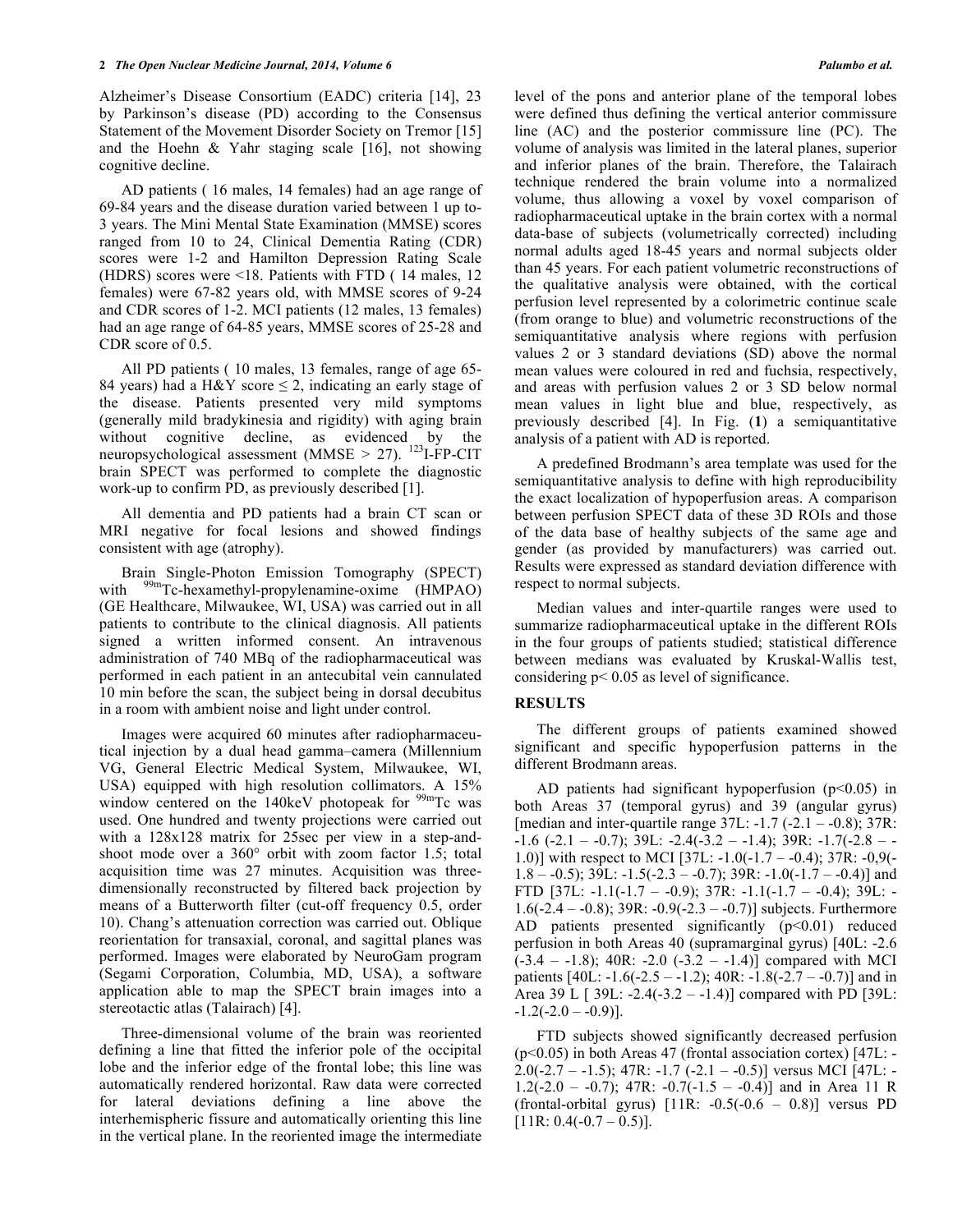Alzheimer's Disease Consortium (EADC) criteria [14], 23 by Parkinson's disease (PD) according to the Consensus Statement of the Movement Disorder Society on Tremor [15] and the Hoehn & Yahr staging scale [16], not showing cognitive decline.

AD patients ( 16 males, 14 females) had an age range of 69-84 years and the disease duration varied between 1 up to-3 years. The Mini Mental State Examination (MMSE) scores ranged from 10 to 24, Clinical Dementia Rating (CDR) scores were 1-2 and Hamilton Depression Rating Scale (HDRS) scores were <18. Patients with FTD ( 14 males, 12 females) were 67-82 years old, with MMSE scores of 9-24 and CDR scores of 1-2. MCI patients (12 males, 13 females) had an age range of 64-85 years, MMSE scores of 25-28 and CDR score of 0.5.

All PD patients ( 10 males, 13 females, range of age 65-84 years) had a H&Y score ≤ 2, indicating an early stage of the disease. Patients presented very mild symptoms (generally mild bradykinesia and rigidity) with aging brain without cognitive decline, as evidenced by the neuropsychological assessment (MMSE > 27). $^{123}$I-FP-CIT brain SPECT was performed to complete the diagnostic work-up to confirm PD, as previously described [1].

All dementia and PD patients had a brain CT scan or MRI negative for focal lesions and showed findings consistent with age (atrophy).

Brain Single-Photon Emission Tomography (SPECT) with $^{99m}$Tc-hexamethyl-propylenamine-oxime (HMPAO) (GE Healthcare, Milwaukee, WI, USA) was carried out in all patients to contribute to the clinical diagnosis. All patients signed a written informed consent. An intravenous administration of 740 MBq of the radiopharmaceutical was performed in each patient in an antecubital vein cannulated 10 min before the scan, the subject being in dorsal decubitus in a room with ambient noise and light under control.

Images were acquired 60 minutes after radiopharmaceutical injection by a dual head gamma–camera (Millennium VG, General Electric Medical System, Milwaukee, WI, USA) equipped with high resolution collimators. A 15% window centered on the 140keV photopeak for $^{99m}$Tc was used. One hundred and twenty projections were carried out with a 128x128 matrix for 25sec per view in a step-and-shoot mode over a 360° orbit with zoom factor 1.5; total acquisition time was 27 minutes. Acquisition was three-dimensionally reconstructed by filtered back projection by means of a Butterworth filter (cut-off frequency 0.5, order 10). Chang's attenuation correction was carried out. Oblique reorientation for transaxial, coronal, and sagittal planes was performed. Images were elaborated by NeuroGam program (Segami Corporation, Columbia, MD, USA), a software application able to map the SPECT brain images into a stereotactic atlas (Talairach) [4].

Three-dimensional volume of the brain was reoriented defining a line that fitted the inferior pole of the occipital lobe and the inferior edge of the frontal lobe; this line was automatically rendered horizontal. Raw data were corrected for lateral deviations defining a line above the interhemispheric fissure and automatically orienting this line in the vertical plane. In the reoriented image the intermediate level of the pons and anterior plane of the temporal lobes were defined thus defining the vertical anterior commissure line (AC) and the posterior commissure line (PC). The volume of analysis was limited in the lateral planes, superior and inferior planes of the brain. Therefore, the Talairach technique rendered the brain volume into a normalized volume, thus allowing a voxel by voxel comparison of radiopharmaceutical uptake in the brain cortex with a normal data-base of subjects (volumetrically corrected) including normal adults aged 18-45 years and normal subjects older than 45 years. For each patient volumetric reconstructions of the qualitative analysis were obtained, with the cortical perfusion level represented by a colorimetric continue scale (from orange to blue) and volumetric reconstructions of the semiquantitative analysis where regions with perfusion values 2 or 3 standard deviations (SD) above the normal mean values were coloured in red and fuchsia, respectively, and areas with perfusion values 2 or 3 SD below normal mean values in light blue and blue, respectively, as previously described [4]. In Fig. (**1**) a semiquantitative analysis of a patient with AD is reported.

A predefined Brodmann's area template was used for the semiquantitative analysis to define with high reproducibility the exact localization of hypoperfusion areas. A comparison between perfusion SPECT data of these 3D ROIs and those of the data base of healthy subjects of the same age and gender (as provided by manufacturers) was carried out. Results were expressed as standard deviation difference with respect to normal subjects.

Median values and inter-quartile ranges were used to summarize radiopharmaceutical uptake in the different ROIs in the four groups of patients studied; statistical difference between medians was evaluated by Kruskal-Wallis test, considering $p < 0.05$ as level of significance.

## RESULTS

The different groups of patients examined showed significant and specific hypoperfusion patterns in the different Brodmann areas.

AD patients had significant hypoperfusion ($p<0.05$) in both Areas 37 (temporal gyrus) and 39 (angular gyrus) [median and inter-quartile range 37L: -1.7 (-2.1 – -0.8); 37R: -1.6 (-2.1 – -0.7); 39L: -2.4(-3.2 – -1.4); 39R: -1.7(-2.8 – -1.0)] with respect to MCI [37L: -1.0(-1.7 – -0.4); 37R: -0,9(-1.8 – -0.5); 39L: -1.5(-2.3 – -0.7); 39R: -1.0(-1.7 – -0.4)] and FTD [37L: -1.1(-1.7 – -0.9); 37R: -1.1(-1.7 – -0.4); 39L: -1.6(-2.4 – -0.8); 39R: -0.9(-2.3 – -0.7)] subjects. Furthermore AD patients presented significantly ($p<0.01$) reduced perfusion in both Areas 40 (supramarginal gyrus) [40L: -2.6 (-3.4 – -1.8); 40R: -2.0 (-3.2 – -1.4)] compared with MCI patients [40L: -1.6(-2.5 – -1.2); 40R: -1.8(-2.7 – -0.7)] and in Area 39 L [ 39L: -2.4(-3.2 – -1.4)] compared with PD [39L: -1.2(-2.0 – -0.9)].

FTD subjects showed significantly decreased perfusion ($p<0.05$) in both Areas 47 (frontal association cortex) [47L: -2.0(-2.7 – -1.5); 47R: -1.7 (-2.1 – -0.5)] versus MCI [47L: -1.2(-2.0 – -0.7); 47R: -0.7(-1.5 – -0.4)] and in Area 11 R (frontal-orbital gyrus) [11R: -0.5(-0.6 – 0.8)] versus PD [11R: 0.4(-0.7 – 0.5)].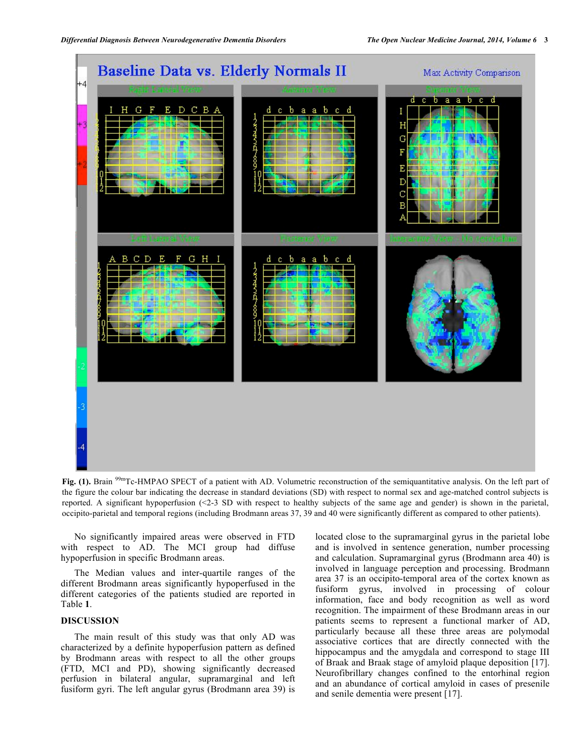**Fig. (1).** Brain $^{99m}$Tc-HMPAO SPECT of a patient with AD. Volumetric reconstruction of the semiquantitative analysis. On the left part of the figure the colour bar indicating the decrease in standard deviations (SD) with respect to normal sex and age-matched control subjects is reported. A significant hypoperfusion (<2-3 SD with respect to healthy subjects of the same age and gender) is shown in the parietal, occipito-parietal and temporal regions (including Brodmann areas 37, 39 and 40 were significantly different as compared to other patients).

No significantly impaired areas were observed in FTD with respect to AD. The MCI group had diffuse hypoperfusion in specific Brodmann areas.

The Median values and inter-quartile ranges of the different Brodmann areas significantly hypoperfused in the different categories of the patients studied are reported in Table **1**.

## DISCUSSION

The main result of this study was that only AD was characterized by a definite hypoperfusion pattern as defined by Brodmann areas with respect to all the other groups (FTD, MCI and PD), showing significantly decreased perfusion in bilateral angular, supramarginal and left fusiform gyri. The left angular gyrus (Brodmann area 39) is located close to the supramarginal gyrus in the parietal lobe and is involved in sentence generation, number processing and calculation. Supramarginal gyrus (Brodmann area 40) is involved in language perception and processing. Brodmann area 37 is an occipito-temporal area of the cortex known as fusiform gyrus, involved in processing of colour information, face and body recognition as well as word recognition. The impairment of these Brodmann areas in our patients seems to represent a functional marker of AD, particularly because all these three areas are polymodal associative cortices that are directly connected with the hippocampus and the amygdala and correspond to stage III of Braak and Braak stage of amyloid plaque deposition [17]. Neurofibrillary changes confined to the entorhinal region and an abundance of cortical amyloid in cases of presenile and senile dementia were present [17].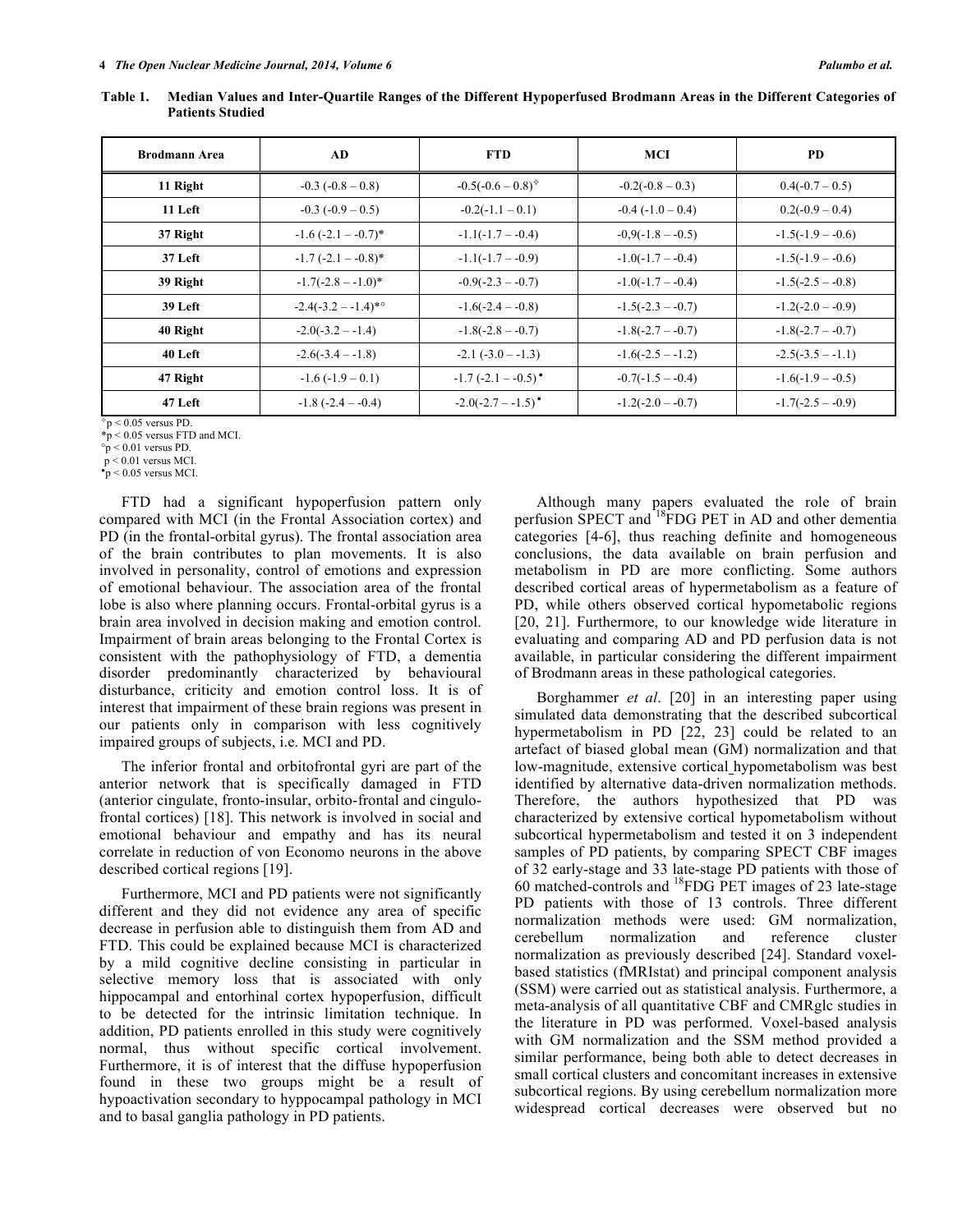**Table 1. Median Values and Inter-Quartile Ranges of the Different Hypoperfused Brodmann Areas in the Different Categories of Patients Studied**

| Brodmann Area | AD | FTD | MCI | PD |
|---|---|---|---|---|
| 11 Right | -0.3 (-0.8 – 0.8) | -0.5(-0.6 – 0.8)$^{\diamond}$ | -0.2(-0.8 – 0.3) | 0.4(-0.7 – 0.5) |
| 11 Left | -0.3 (-0.9 – 0.5) | -0.2(-1.1 – 0.1) | -0.4 (-1.0 – 0.4) | 0.2(-0.9 – 0.4) |
| 37 Right | -1.6 (-2.1 – -0.7)* | -1.1(-1.7 – -0.4) | -0,9(-1.8 – -0.5) | -1.5(-1.9 – -0.6) |
| 37 Left | -1.7 (-2.1 – -0.8)* | -1.1(-1.7 – -0.9) | -1.0(-1.7 – -0.4) | -1.5(-1.9 – -0.6) |
| 39 Right | -1.7(-2.8 – -1.0)* | -0.9(-2.3 – -0.7) | -1.0(-1.7 – -0.4) | -1.5(-2.5 – -0.8) |
| 39 Left | -2.4(-3.2 – -1.4)*° | -1.6(-2.4 – -0.8) | -1.5(-2.3 – -0.7) | -1.2(-2.0 – -0.9) |
| 40 Right | -2.0(-3.2 – -1.4) | -1.8(-2.8 – -0.7) | -1.8(-2.7 – -0.7) | -1.8(-2.7 – -0.7) |
| 40 Left | -2.6(-3.4 – -1.8) | -2.1 (-3.0 – -1.3) | -1.6(-2.5 – -1.2) | -2.5(-3.5 – -1.1) |
| 47 Right | -1.6 (-1.9 – 0.1) | -1.7 (-2.1 – -0.5)• | -0.7(-1.5 – -0.4) | -1.6(-1.9 – -0.5) |
| 47 Left | -1.8 (-2.4 – -0.4) | -2.0(-2.7 – -1.5)• | -1.2(-2.0 – -0.7) | -1.7(-2.5 – -0.9) |

$^{\diamond}p < 0.05$ versus PD.
*$p < 0.05$ versus FTD and MCI.
°$p < 0.01$ versus PD.
$p < 0.01$ versus MCI.
•$p < 0.05$ versus MCI.

FTD had a significant hypoperfusion pattern only compared with MCI (in the Frontal Association cortex) and PD (in the frontal-orbital gyrus). The frontal association area of the brain contributes to plan movements. It is also involved in personality, control of emotions and expression of emotional behaviour. The association area of the frontal lobe is also where planning occurs. Frontal-orbital gyrus is a brain area involved in decision making and emotion control. Impairment of brain areas belonging to the Frontal Cortex is consistent with the pathophysiology of FTD, a dementia disorder predominantly characterized by behavioural disturbance, criticity and emotion control loss. It is of interest that impairment of these brain regions was present in our patients only in comparison with less cognitively impaired groups of subjects, i.e. MCI and PD.

The inferior frontal and orbitofrontal gyri are part of the anterior network that is specifically damaged in FTD (anterior cingulate, fronto-insular, orbito-frontal and cingulo-frontal cortices) [18]. This network is involved in social and emotional behaviour and empathy and has its neural correlate in reduction of von Economo neurons in the above described cortical regions [19].

Furthermore, MCI and PD patients were not significantly different and they did not evidence any area of specific decrease in perfusion able to distinguish them from AD and FTD. This could be explained because MCI is characterized by a mild cognitive decline consisting in particular in selective memory loss that is associated with only hippocampal and entorhinal cortex hypoperfusion, difficult to be detected for the intrinsic limitation technique. In addition, PD patients enrolled in this study were cognitively normal, thus without specific cortical involvement. Furthermore, it is of interest that the diffuse hypoperfusion found in these two groups might be a result of hypoactivation secondary to hyppocampal pathology in MCI and to basal ganglia pathology in PD patients.

Although many papers evaluated the role of brain perfusion SPECT and $^{18}$FDG PET in AD and other dementia categories [4-6], thus reaching definite and homogeneous conclusions, the data available on brain perfusion and metabolism in PD are more conflicting. Some authors described cortical areas of hypermetabolism as a feature of PD, while others observed cortical hypometabolic regions [20, 21]. Furthermore, to our knowledge wide literature in evaluating and comparing AD and PD perfusion data is not available, in particular considering the different impairment of Brodmann areas in these pathological categories.

Borghammer *et al*. [20] in an interesting paper using simulated data demonstrating that the described subcortical hypermetabolism in PD [22, 23] could be related to an artefact of biased global mean (GM) normalization and that low-magnitude, extensive cortical hypometabolism was best identified by alternative data-driven normalization methods. Therefore, the authors hypothesized that PD was characterized by extensive cortical hypometabolism without subcortical hypermetabolism and tested it on 3 independent samples of PD patients, by comparing SPECT CBF images of 32 early-stage and 33 late-stage PD patients with those of 60 matched-controls and $^{18}$FDG PET images of 23 late-stage PD patients with those of 13 controls. Three different normalization methods were used: GM normalization, cerebellum normalization and reference cluster normalization as previously described [24]. Standard voxel-based statistics (fMRIstat) and principal component analysis (SSM) were carried out as statistical analysis. Furthermore, a meta-analysis of all quantitative CBF and CMRglc studies in the literature in PD was performed. Voxel-based analysis with GM normalization and the SSM method provided a similar performance, being both able to detect decreases in small cortical clusters and concomitant increases in extensive subcortical regions. By using cerebellum normalization more widespread cortical decreases were observed but no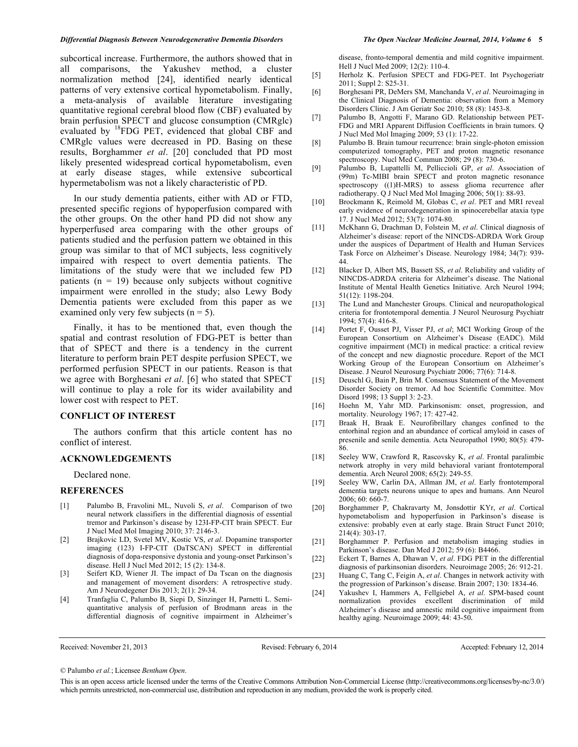subcortical increase. Furthermore, the authors showed that in all comparisons, the Yakushev method, a cluster normalization method [24], identified nearly identical patterns of very extensive cortical hypometabolism. Finally, a meta-analysis of available literature investigating quantitative regional cerebral blood flow (CBF) evaluated by brain perfusion SPECT and glucose consumption (CMRglc) evaluated by $^{18}$FDG PET, evidenced that global CBF and CMRglc values were decreased in PD. Basing on these results, Borghammer *et al*. [20] concluded that PD most likely presented widespread cortical hypometabolism, even at early disease stages, while extensive subcortical hypermetabolism was not a likely characteristic of PD.

In our study dementia patients, either with AD or FTD, presented specific regions of hypoperfusion compared with the other groups. On the other hand PD did not show any hyperperfused area comparing with the other groups of patients studied and the perfusion pattern we obtained in this group was similar to that of MCI subjects, less cognitively impaired with respect to overt dementia patients. The limitations of the study were that we included few PD patients (n = 19) because only subjects without cognitive impairment were enrolled in the study; also Lewy Body Dementia patients were excluded from this paper as we examined only very few subjects (n = 5).

Finally, it has to be mentioned that, even though the spatial and contrast resolution of FDG-PET is better than that of SPECT and there is a tendency in the current literature to perform brain PET despite perfusion SPECT, we performed perfusion SPECT in our patients. Reason is that we agree with Borghesani *et al*. [6] who stated that SPECT will continue to play a role for its wider availability and lower cost with respect to PET.

## CONFLICT OF INTEREST

The authors confirm that this article content has no conflict of interest.

## ACKNOWLEDGEMENTS

Declared none.

## REFERENCES

[1] Palumbo B, Fravolini ML, Nuvoli S, *et al*. Comparison of two neural network classifiers in the differential diagnosis of essential tremor and Parkinson's disease by 123I-FP-CIT brain SPECT. Eur J Nucl Med Mol Imaging 2010; 37: 2146-3.

[2] Brajkovic LD, Svetel MV, Kostic VS, *et al*. Dopamine transporter imaging (123) I-FP-CIT (DaTSCAN) SPECT in differential diagnosis of dopa-responsive dystonia and young-onset Parkinson's disease. Hell J Nucl Med 2012; 15 (2): 134-8.

[3] Seifert KD, Wiener JI. The impact of Da Tscan on the diagnosis and management of movement disorders: A retrospective study. Am J Neurodegener Dis 2013; 2(1): 29-34.

[4] Tranfaglia C, Palumbo B, Siepi D, Sinzinger H, Parnetti L. Semi-quantitative analysis of perfusion of Brodmann areas in the differential diagnosis of cognitive impairment in Alzheimer's disease, fronto-temporal dementia and mild cognitive impairment. Hell J Nucl Med 2009; 12(2): 110-4.

[5] Herholz K. Perfusion SPECT and FDG-PET. Int Psychogeriatr 2011; Suppl 2: S25-31.

[6] Borghesani PR, DeMers SM, Manchanda V, *et al*. Neuroimaging in the Clinical Diagnosis of Dementia: observation from a Memory Disorders Clinic. J Am Geriatr Soc 2010; 58 (8): 1453-8.

[7] Palumbo B, Angotti F, Marano GD. Relationship between PET-FDG and MRI Apparent Diffusion Coefficients in brain tumors. Q J Nucl Med Mol Imaging 2009; 53 (1): 17-22.

[8] Palumbo B. Brain tumour recurrence: brain single-photon emission computerized tomography, PET and proton magnetic resonance spectroscopy. Nucl Med Commun 2008; 29 (8): 730-6.

[9] Palumbo B, Lupattelli M, Pelliccioli GP, *et al*. Association of (99m) Tc-MIBI brain SPECT and proton magnetic resonance spectroscopy ((1)H-MRS) to assess glioma recurrence after radiotherapy. Q J Nucl Med Mol Imaging 2006; 50(1): 88-93.

[10] Brockmann K, Reimold M, Globas C, *et al*. PET and MRI reveal early evidence of neurodegeneration in spinocerebellar ataxia type 17. J Nucl Med 2012; 53(7): 1074-80.

[11] McKhann G, Drachman D, Folstein M, *et al*. Clinical diagnosis of Alzheimer's disease: report of the NINCDS-ADRDA Work Group under the auspices of Department of Health and Human Services Task Force on Alzheimer's Disease. Neurology 1984; 34(7): 939-44.

[12] Blacker D, Albert MS, Bassett SS, *et al*. Reliability and validity of NINCDS-ADRDA criteria for Alzheimer's disease. The National Institute of Mental Health Genetics Initiative. Arch Neurol 1994; 51(12): 1198-204.

[13] The Lund and Manchester Groups. Clinical and neuropathological criteria for frontotemporal dementia. J Neurol Neurosurg Psychiatr 1994; 57(4): 416-8.

[14] Portet F, Ousset PJ, Visser PJ, *et al*; MCI Working Group of the European Consortium on Alzheimer's Disease (EADC). Mild cognitive impairment (MCI) in medical practice: a critical review of the concept and new diagnostic procedure. Report of the MCI Working Group of the European Consortium on Alzheimer's Disease. J Neurol Neurosurg Psychiatr 2006; 77(6): 714-8.

[15] Deuschl G, Bain P, Brin M. Consensus Statement of the Movement Disorder Society on tremor. Ad hoc Scientific Committee. Mov Disord 1998; 13 Suppl 3: 2-23.

[16] Hoehn M, Yahr MD. Parkinsonism: onset, progression, and mortality. Neurology 1967; 17: 427-42.

[17] Braak H, Braak E. Neurofibrillary changes confined to the entorhinal region and an abundance of cortical amyloid in cases of presenile and senile dementia. Acta Neuropathol 1990; 80(5): 479-86.

[18] Seeley WW, Crawford R, Rascovsky K, *et al*. Frontal paralimbic network atrophy in very mild behavioral variant frontotemporal dementia. Arch Neurol 2008; 65(2): 249-55.

[19] Seeley WW, Carlin DA, Allman JM, *et al*. Early frontotemporal dementia targets neurons unique to apes and humans. Ann Neurol 2006; 60: 660-7.

[20] Borghammer P, Chakravarty M, Jonsdottir KYr, *et al*. Cortical hypometabolism and hypoperfusion in Parkinson's disease is extensive: probably even at early stage. Brain Struct Funct 2010; 214(4): 303-17.

[21] Borghammer P. Perfusion and metabolism imaging studies in Parkinson's disease. Dan Med J 2012; 59 (6): B4466.

[22] Eckert T, Barnes A, Dhawan V, *et al*. FDG PET in the differential diagnosis of parkinsonian disorders. Neuroimage 2005; 26: 912-21.

[23] Huang C, Tang C, Feigin A, *et al*. Changes in network activity with the progression of Parkinson's disease. Brain 2007; 130: 1834-46.

[24] Yakushev I, Hammers A, Fellgiebel A, *et al*. SPM-based count normalization provides excellent discrimination of mild Alzheimer's disease and amnestic mild cognitive impairment from healthy aging. Neuroimage 2009; 44: 43-50.

Received: November 21, 2013 Revised: February 6, 2014 Accepted: February 12, 2014

© Palumbo *et al.*; Licensee *Bentham Open*.

This is an open access article licensed under the terms of the Creative Commons Attribution Non-Commercial License (http://creativecommons.org/licenses/by-nc/3.0/) which permits unrestricted, non-commercial use, distribution and reproduction in any medium, provided the work is properly cited.